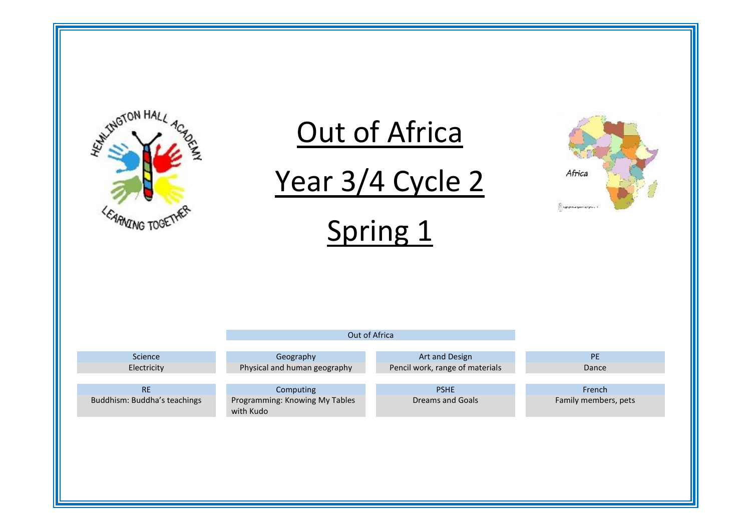# Out of Africa

# Year 3/4 Cycle 2

# Spring 1

| Out of Africa | | | |
|---|---|---|---|
| **Science** | **Geography** | **Art and Design** | **PE** |
| Electricity | Physical and human geography | Pencil work, range of materials | Dance |
| **RE** | **Computing** | **PSHE** | **French** |
| Buddhism: Buddha's teachings | Programming: Knowing My Tables with Kudo | Dreams and Goals | Family members, pets |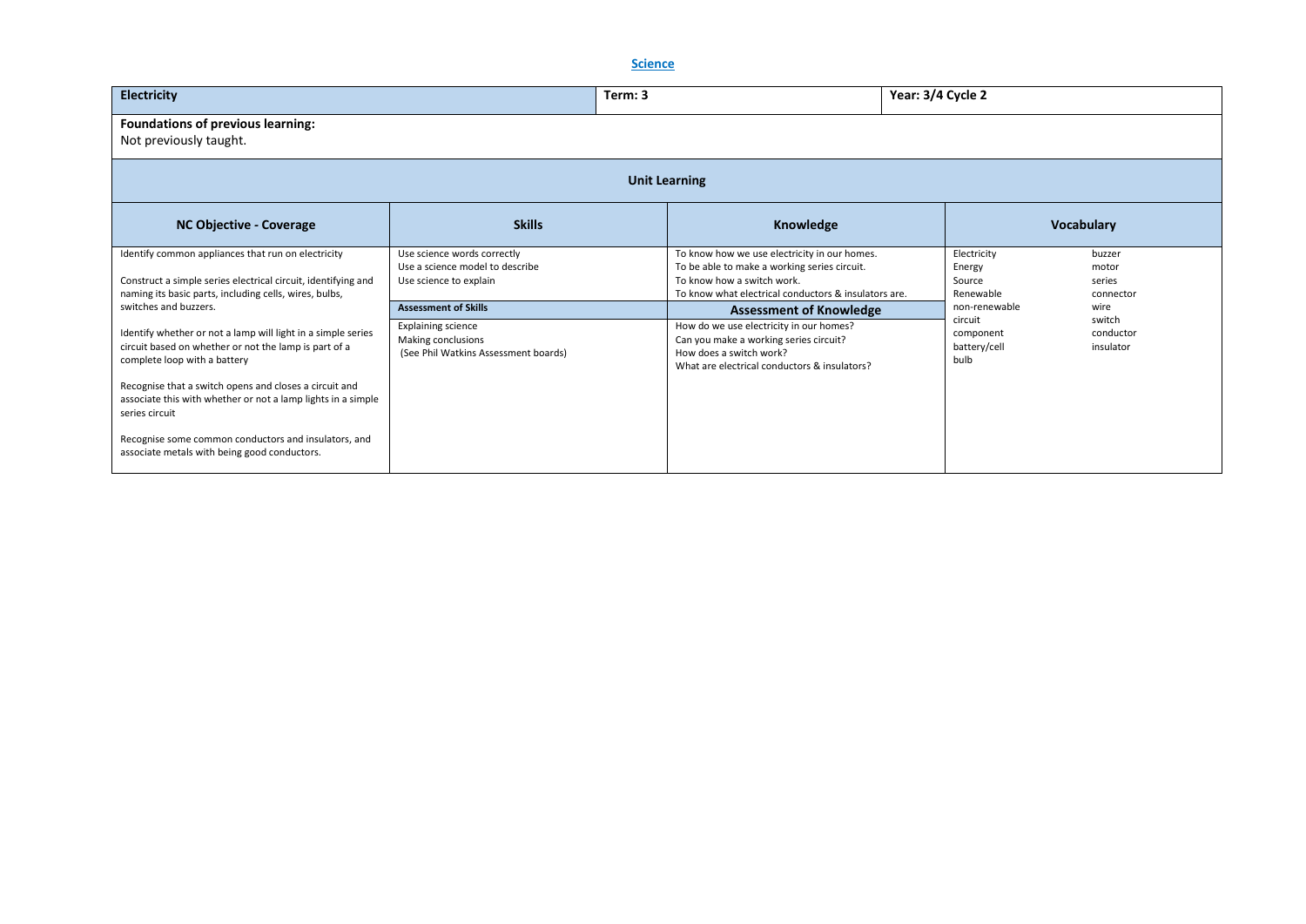**Science**

| Electricity | Term: 3 | Year: 3/4 Cycle 2 |
|---|---|---|

**Foundations of previous learning:**
Not previously taught.

**Unit Learning**

| NC Objective - Coverage | Skills | Knowledge | Vocabulary |
|---|---|---|---|
| Identify common appliances that run on electricity<br><br>Construct a simple series electrical circuit, identifying and naming its basic parts, including cells, wires, bulbs, switches and buzzers.<br><br>Identify whether or not a lamp will light in a simple series circuit based on whether or not the lamp is part of a complete loop with a battery<br><br>Recognise that a switch opens and closes a circuit and associate this with whether or not a lamp lights in a simple series circuit<br><br>Recognise some common conductors and insulators, and associate metals with being good conductors. | Use science words correctly<br>Use a science model to describe<br>Use science to explain<br><br>**Assessment of Skills**<br><br>Explaining science<br>Making conclusions<br>(See Phil Watkins Assessment boards) | To know how we use electricity in our homes.<br>To be able to make a working series circuit.<br>To know how a switch work.<br>To know what electrical conductors & insulators are.<br><br>**Assessment of Knowledge**<br><br>How do we use electricity in our homes?<br>Can you make a working series circuit?<br>How does a switch work?<br>What are electrical conductors & insulators? | Electricity<br>Energy<br>Source<br>Renewable<br>non-renewable<br>circuit<br>component<br>battery/cell<br>bulb<br>buzzer<br>motor<br>series<br>connector<br>wire<br>switch<br>conductor<br>insulator |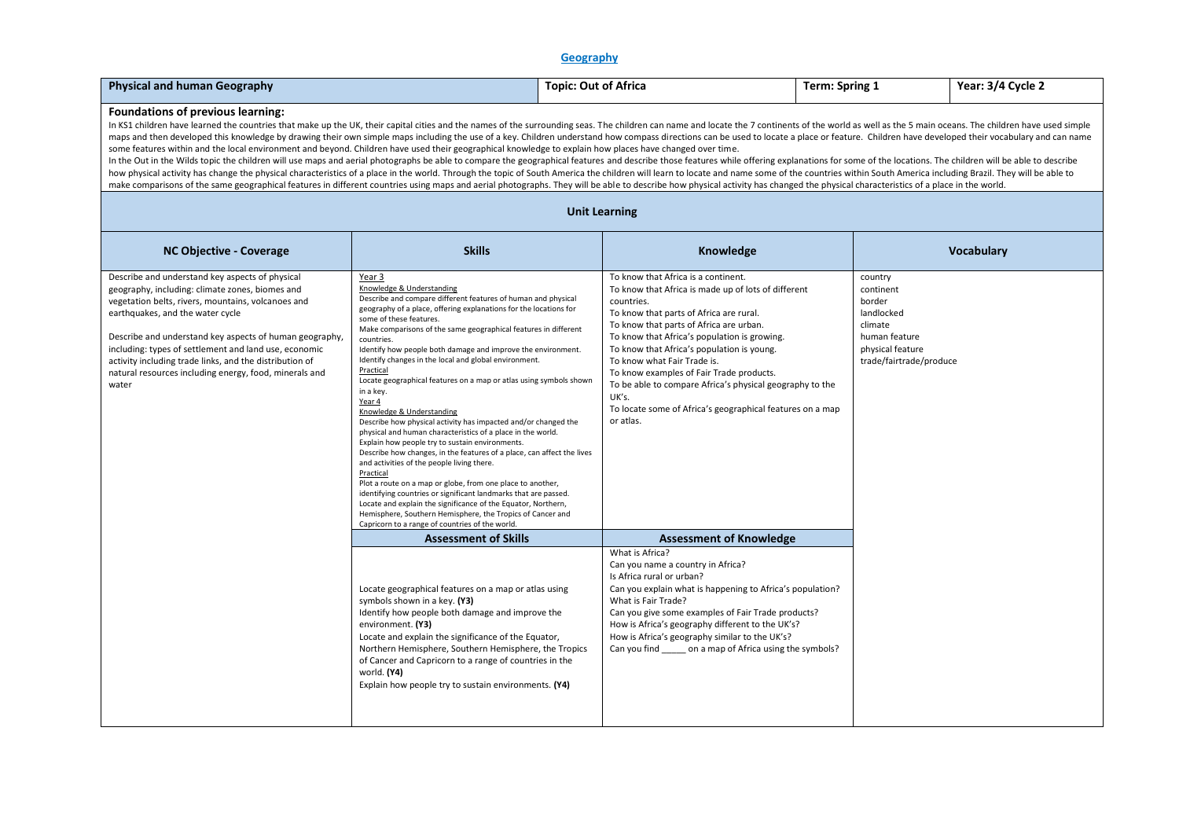# Geography

| Physical and human Geography | Topic: Out of Africa | Term: Spring 1 | Year: 3/4 Cycle 2 |
|---|---|---|---|

## Foundations of previous learning:

In KS1 children have learned the countries that make up the UK, their capital cities and the names of the surrounding seas. The children can name and locate the 7 continents of the world as well as the 5 main oceans. The children have used simple maps and then developed this knowledge by drawing their own simple maps including the use of a key. Children understand how compass directions can be used to locate a place or feature. Children have developed their vocabulary and can name some features within and the local environment and beyond. Children have used their geographical knowledge to explain how places have changed over time.

In the Out in the Wilds topic the children will use maps and aerial photographs be able to compare the geographical features and describe those features while offering explanations for some of the locations. The children will be able to describe how physical activity has change the physical characteristics of a place in the world. Through the topic of South America the children will learn to locate and name some of the countries within South America including Brazil. They will be able to make comparisons of the same geographical features in different countries using maps and aerial photographs. They will be able to describe how physical activity has changed the physical characteristics of a place in the world.

## Unit Learning

| NC Objective - Coverage | Skills | Knowledge | Vocabulary |
|---|---|---|---|
| Describe and understand key aspects of physical geography, including: climate zones, biomes and vegetation belts, rivers, mountains, volcanoes and earthquakes, and the water cycle<br><br>Describe and understand key aspects of human geography, including: types of settlement and land use, economic activity including trade links, and the distribution of natural resources including energy, food, minerals and water | Year 3<br>Knowledge & Understanding<br>Describe and compare different features of human and physical geography of a place, offering explanations for the locations for some of these features.<br>Make comparisons of the same geographical features in different countries.<br>Identify how people both damage and improve the environment.<br>Identify changes in the local and global environment.<br>Practical<br>Locate geographical features on a map or atlas using symbols shown in a key.<br>Year 4<br>Knowledge & Understanding<br>Describe how physical activity has impacted and/or changed the physical and human characteristics of a place in the world.<br>Explain how people try to sustain environments.<br>Describe how changes, in the features of a place, can affect the lives and activities of the people living there.<br>Practical<br>Plot a route on a map or globe, from one place to another, identifying countries or significant landmarks that are passed.<br>Locate and explain the significance of the Equator, Northern, Hemisphere, Southern Hemisphere, the Tropics of Cancer and Capricorn to a range of countries of the world. | To know that Africa is a continent.<br>To know that Africa is made up of lots of different countries.<br>To know that parts of Africa are rural.<br>To know that parts of Africa are urban.<br>To know that Africa's population is growing.<br>To know that Africa's population is young.<br>To know what Fair Trade is.<br>To know examples of Fair Trade products.<br>To be able to compare Africa's physical geography to the UK's.<br>To locate some of Africa's geographical features on a map or atlas. | country<br>continent<br>border<br>landlocked<br>climate<br>human feature<br>physical feature<br>trade/fairtrade/produce |
| | **Assessment of Skills** | **Assessment of Knowledge** | |
| | Locate geographical features on a map or atlas using symbols shown in a key. **(Y3)**<br>Identify how people both damage and improve the environment. **(Y3)**<br>Locate and explain the significance of the Equator, Northern Hemisphere, Southern Hemisphere, the Tropics of Cancer and Capricorn to a range of countries in the world. **(Y4)**<br>Explain how people try to sustain environments. **(Y4)** | What is Africa?<br>Can you name a country in Africa?<br>Is Africa rural or urban?<br>Can you explain what is happening to Africa's population?<br>What is Fair Trade?<br>Can you give some examples of Fair Trade products?<br>How is Africa's geography different to the UK's?<br>How is Africa's geography similar to the UK's?<br>Can you find _____ on a map of Africa using the symbols? | |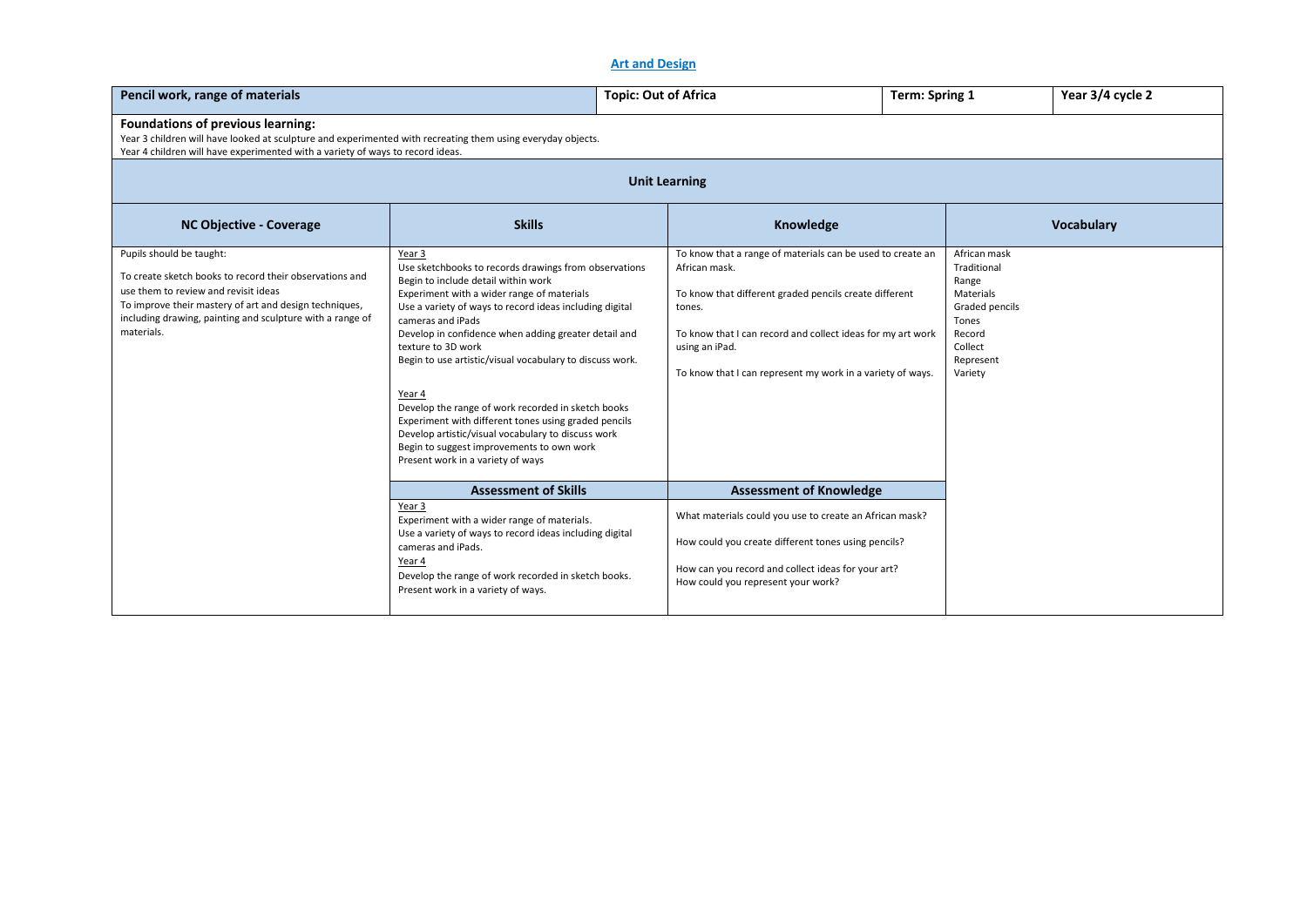## Art and Design

| Pencil work, range of materials | Topic: Out of Africa | Term: Spring 1 | Year 3/4 cycle 2 |
|---|---|---|---|

**Foundations of previous learning:**

Year 3 children will have looked at sculpture and experimented with recreating them using everyday objects.
Year 4 children will have experimented with a variety of ways to record ideas.

### Unit Learning

| NC Objective - Coverage | Skills | Knowledge | Vocabulary |
|---|---|---|---|
| Pupils should be taught:<br><br>To create sketch books to record their observations and use them to review and revisit ideas<br>To improve their mastery of art and design techniques, including drawing, painting and sculpture with a range of materials. | Year 3<br>Use sketchbooks to records drawings from observations<br>Begin to include detail within work<br>Experiment with a wider range of materials<br>Use a variety of ways to record ideas including digital cameras and iPads<br>Develop in confidence when adding greater detail and texture to 3D work<br>Begin to use artistic/visual vocabulary to discuss work.<br><br>Year 4<br>Develop the range of work recorded in sketch books<br>Experiment with different tones using graded pencils<br>Develop artistic/visual vocabulary to discuss work<br>Begin to suggest improvements to own work<br>Present work in a variety of ways | To know that a range of materials can be used to create an African mask.<br><br>To know that different graded pencils create different tones.<br><br>To know that I can record and collect ideas for my art work using an iPad.<br><br>To know that I can represent my work in a variety of ways. | African mask<br>Traditional<br>Range<br>Materials<br>Graded pencils<br>Tones<br>Record<br>Collect<br>Represent<br>Variety |
| | **Assessment of Skills** | **Assessment of Knowledge** | |
| | Year 3<br>Experiment with a wider range of materials.<br>Use a variety of ways to record ideas including digital cameras and iPads.<br>Year 4<br>Develop the range of work recorded in sketch books.<br>Present work in a variety of ways. | What materials could you use to create an African mask?<br><br>How could you create different tones using pencils?<br><br>How can you record and collect ideas for your art?<br>How could you represent your work? | |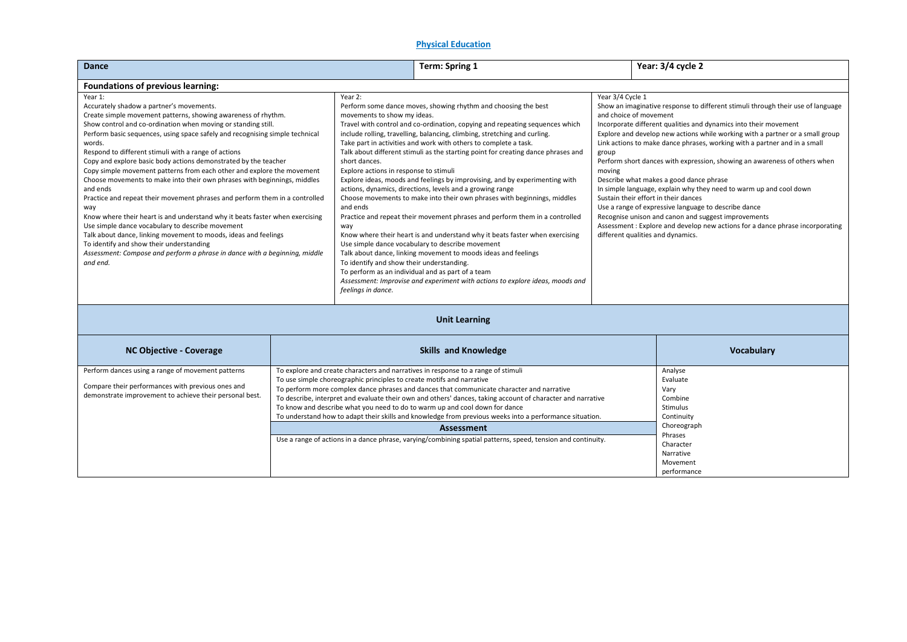# Physical Education

| Dance | Term: Spring 1 | Year: 3/4 cycle 2 |
|---|---|---|

**Foundations of previous learning:**

| Year 1: | Year 2: | Year 3/4 Cycle 1 |
|---|---|---|
| Accurately shadow a partner's movements.<br>Create simple movement patterns, showing awareness of rhythm.<br>Show control and co-ordination when moving or standing still.<br>Perform basic sequences, using space safely and recognising simple technical words.<br>Respond to different stimuli with a range of actions<br>Copy and explore basic body actions demonstrated by the teacher<br>Copy simple movement patterns from each other and explore the movement<br>Choose movements to make into their own phrases with beginnings, middles and ends<br>Practice and repeat their movement phrases and perform them in a controlled way<br>Know where their heart is and understand why it beats faster when exercising<br>Use simple dance vocabulary to describe movement<br>Talk about dance, linking movement to moods, ideas and feelings<br>To identify and show their understanding<br>*Assessment: Compose and perform a phrase in dance with a beginning, middle and end.* | Perform some dance moves, showing rhythm and choosing the best movements to show my ideas.<br>Travel with control and co-ordination, copying and repeating sequences which include rolling, travelling, balancing, climbing, stretching and curling.<br>Take part in activities and work with others to complete a task.<br>Talk about different stimuli as the starting point for creating dance phrases and short dances.<br>Explore actions in response to stimuli<br>Explore ideas, moods and feelings by improvising, and by experimenting with actions, dynamics, directions, levels and a growing range<br>Choose movements to make into their own phrases with beginnings, middles and ends<br>Practice and repeat their movement phrases and perform them in a controlled way<br>Know where their heart is and understand why it beats faster when exercising<br>Use simple dance vocabulary to describe movement<br>Talk about dance, linking movement to moods ideas and feelings<br>To identify and show their understanding.<br>To perform as an individual and as part of a team<br>*Assessment: Improvise and experiment with actions to explore ideas, moods and feelings in dance.* | Show an imaginative response to different stimuli through their use of language and choice of movement<br>Incorporate different qualities and dynamics into their movement<br>Explore and develop new actions while working with a partner or a small group<br>Link actions to make dance phrases, working with a partner and in a small group<br>Perform short dances with expression, showing an awareness of others when moving<br>Describe what makes a good dance phrase<br>In simple language, explain why they need to warm up and cool down<br>Sustain their effort in their dances<br>Use a range of expressive language to describe dance<br>Recognise unison and canon and suggest improvements<br>Assessment : Explore and develop new actions for a dance phrase incorporating different qualities and dynamics. |

## Unit Learning

| NC Objective - Coverage | Skills and Knowledge | Vocabulary |
|---|---|---|
| Perform dances using a range of movement patterns<br><br>Compare their performances with previous ones and demonstrate improvement to achieve their personal best. | To explore and create characters and narratives in response to a range of stimuli<br>To use simple choreographic principles to create motifs and narrative<br>To perform more complex dance phrases and dances that communicate character and narrative<br>To describe, interpret and evaluate their own and others' dances, taking account of character and narrative<br>To know and describe what you need to do to warm up and cool down for dance<br>To understand how to adapt their skills and knowledge from previous weeks into a performance situation.<br><br>**Assessment**<br><br>Use a range of actions in a dance phrase, varying/combining spatial patterns, speed, tension and continuity. | Analyse<br>Evaluate<br>Vary<br>Combine<br>Stimulus<br>Continuity<br>Choreograph<br>Phrases<br>Character<br>Narrative<br>Movement<br>performance |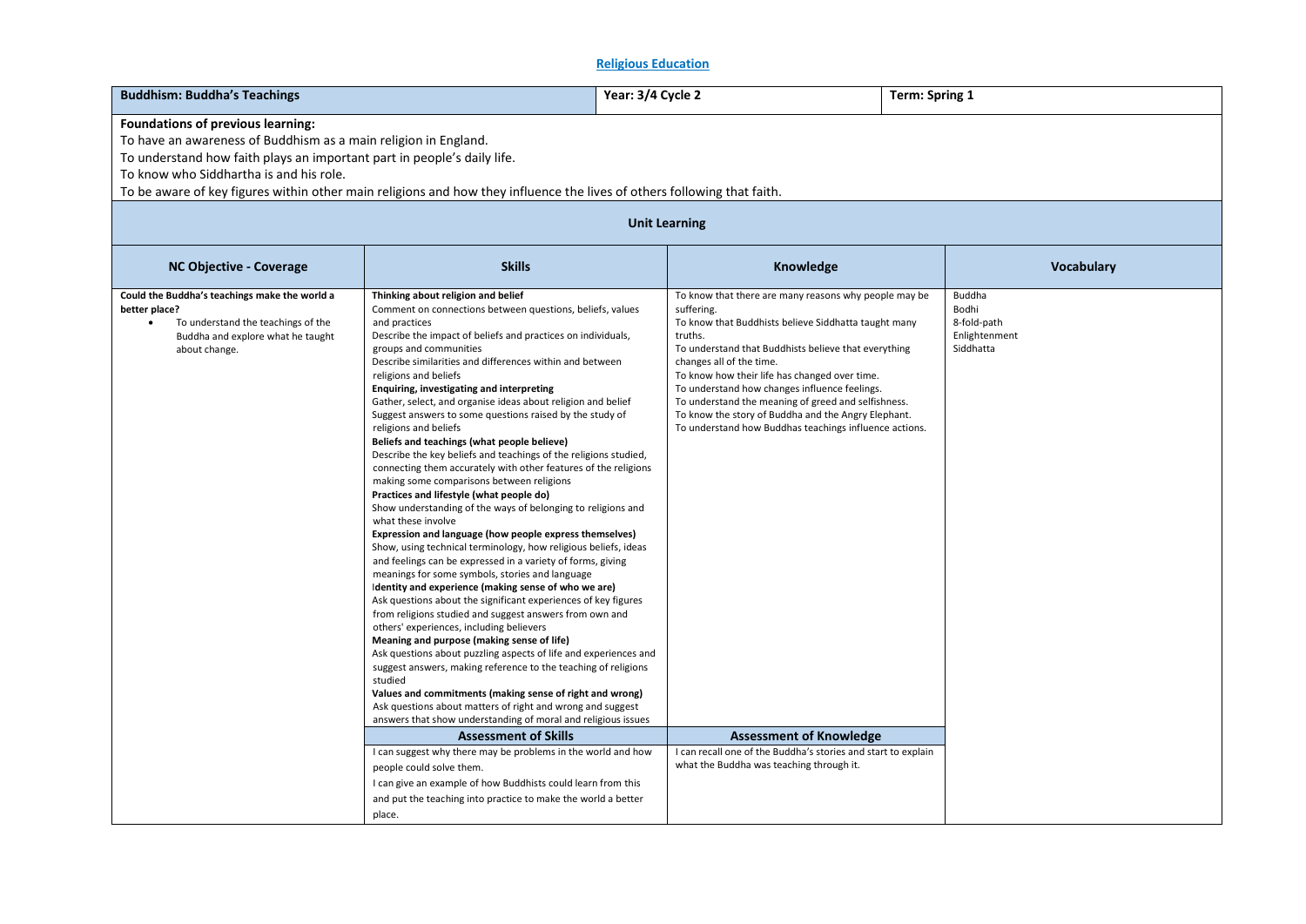# Religious Education

| Buddhism: Buddha's Teachings | Year: 3/4 Cycle 2 | Term: Spring 1 |
|---|---|---|

**Foundations of previous learning:**

To have an awareness of Buddhism as a main religion in England.

To understand how faith plays an important part in people's daily life.

To know who Siddhartha is and his role.

To be aware of key figures within other main religions and how they influence the lives of others following that faith.

## Unit Learning

| NC Objective - Coverage | Skills | Knowledge | Vocabulary |
|---|---|---|---|
| **Could the Buddha's teachings make the world a better place?**<br>• To understand the teachings of the Buddha and explore what he taught about change. | **Thinking about religion and belief**<br>Comment on connections between questions, beliefs, values and practices<br>Describe the impact of beliefs and practices on individuals, groups and communities<br>Describe similarities and differences within and between religions and beliefs<br>**Enquiring, investigating and interpreting**<br>Gather, select, and organise ideas about religion and belief<br>Suggest answers to some questions raised by the study of religions and beliefs<br>**Beliefs and teachings (what people believe)**<br>Describe the key beliefs and teachings of the religions studied, connecting them accurately with other features of the religions making some comparisons between religions<br>**Practices and lifestyle (what people do)**<br>Show understanding of the ways of belonging to religions and what these involve<br>**Expression and language (how people express themselves)**<br>Show, using technical terminology, how religious beliefs, ideas and feelings can be expressed in a variety of forms, giving meanings for some symbols, stories and language<br>**Identity and experience (making sense of who we are)**<br>Ask questions about the significant experiences of key figures from religions studied and suggest answers from own and others' experiences, including believers<br>**Meaning and purpose (making sense of life)**<br>Ask questions about puzzling aspects of life and experiences and suggest answers, making reference to the teaching of religions studied<br>**Values and commitments (making sense of right and wrong)**<br>Ask questions about matters of right and wrong and suggest answers that show understanding of moral and religious issues | To know that there are many reasons why people may be suffering.<br>To know that Buddhists believe Siddhatta taught many truths.<br>To understand that Buddhists believe that everything changes all of the time.<br>To know how their life has changed over time.<br>To understand how changes influence feelings.<br>To understand the meaning of greed and selfishness.<br>To know the story of Buddha and the Angry Elephant.<br>To understand how Buddhas teachings influence actions. | Buddha<br>Bodhi<br>8-fold-path<br>Enlightenment<br>Siddhatta |
| | **Assessment of Skills** | **Assessment of Knowledge** | |
| | I can suggest why there may be problems in the world and how people could solve them.<br>I can give an example of how Buddhists could learn from this and put the teaching into practice to make the world a better place. | I can recall one of the Buddha's stories and start to explain what the Buddha was teaching through it. | |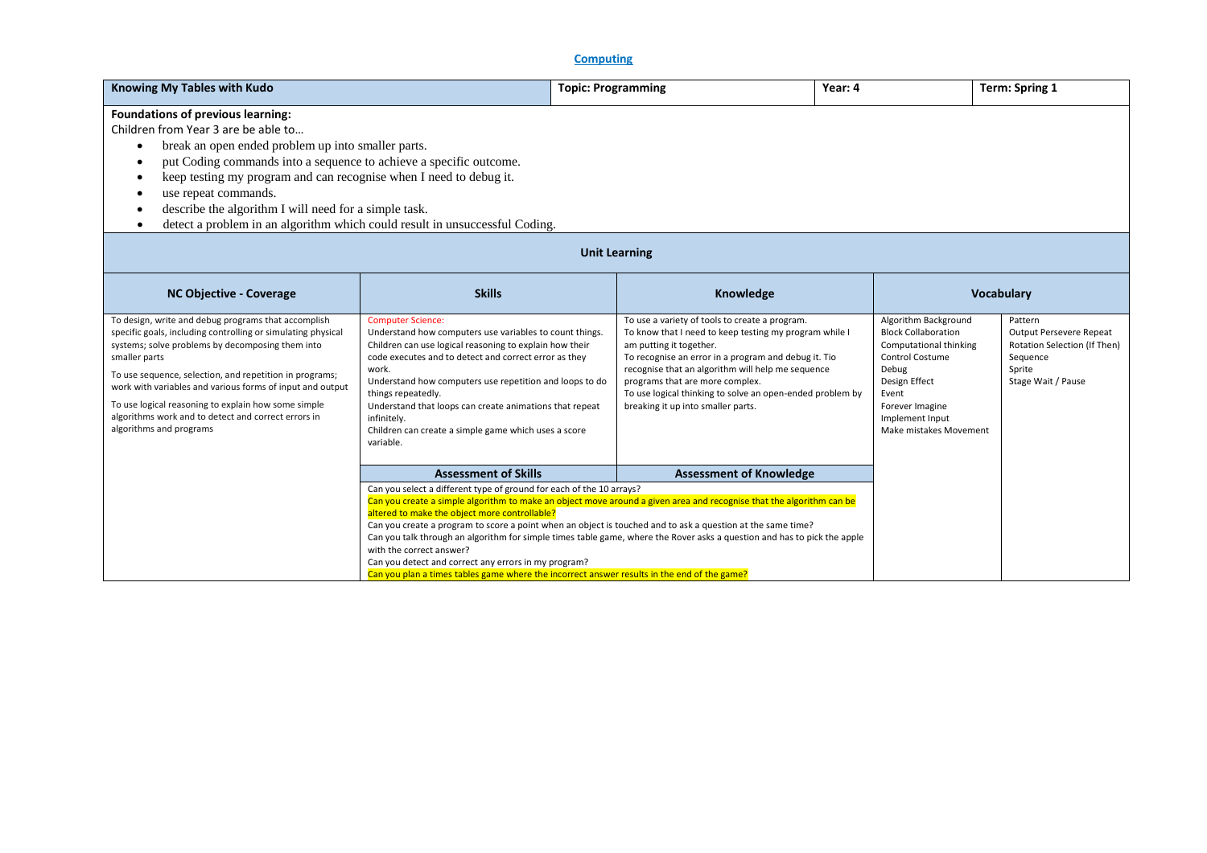# Computing

| Knowing My Tables with Kudo | Topic: Programming | Year: 4 | Term: Spring 1 |
|---|---|---|---|

**Foundations of previous learning:**

Children from Year 3 are be able to…

- break an open ended problem up into smaller parts.
- put Coding commands into a sequence to achieve a specific outcome.
- keep testing my program and can recognise when I need to debug it.
- use repeat commands.
- describe the algorithm I will need for a simple task.
- detect a problem in an algorithm which could result in unsuccessful Coding.

## Unit Learning

| NC Objective - Coverage | Skills | Knowledge | Vocabulary | |
|---|---|---|---|---|
| To design, write and debug programs that accomplish specific goals, including controlling or simulating physical systems; solve problems by decomposing them into smaller parts<br><br>To use sequence, selection, and repetition in programs; work with variables and various forms of input and output<br><br>To use logical reasoning to explain how some simple algorithms work and to detect and correct errors in algorithms and programs | Computer Science:<br>Understand how computers use variables to count things.<br>Children can use logical reasoning to explain how their code executes and to detect and correct error as they work.<br>Understand how computers use repetition and loops to do things repeatedly.<br>Understand that loops can create animations that repeat infinitely.<br>Children can create a simple game which uses a score variable. | To use a variety of tools to create a program.<br>To know that I need to keep testing my program while I am putting it together.<br>To recognise an error in a program and debug it. Tio recognise that an algorithm will help me sequence programs that are more complex.<br>To use logical thinking to solve an open-ended problem by breaking it up into smaller parts. | Algorithm Background<br>Block Collaboration<br>Computational thinking<br>Control Costume<br>Debug<br>Design Effect<br>Event<br>Forever Imagine<br>Implement Input<br>Make mistakes Movement | Pattern<br>Output Persevere Repeat<br>Rotation Selection (If Then)<br>Sequence<br>Sprite<br>Stage Wait / Pause |
| | **Assessment of Skills** | **Assessment of Knowledge** | | |
| | Can you select a different type of ground for each of the 10 arrays?<br>Can you create a simple algorithm to make an object move around a given area and recognise that the algorithm can be altered to make the object more controllable?<br>Can you create a program to score a point when an object is touched and to ask a question at the same time?<br>Can you talk through an algorithm for simple times table game, where the Rover asks a question and has to pick the apple with the correct answer?<br>Can you detect and correct any errors in my program?<br>Can you plan a times tables game where the incorrect answer results in the end of the game? | | | |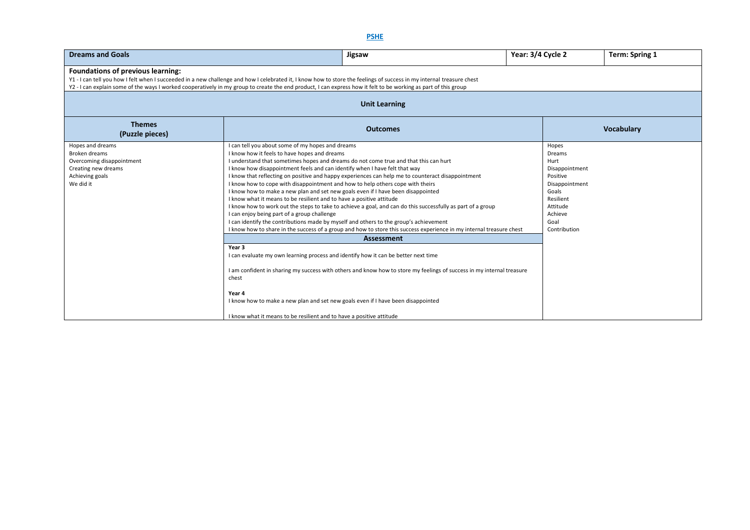**PSHE**

| Dreams and Goals | Jigsaw | Year: 3/4 Cycle 2 | Term: Spring 1 |
|---|---|---|---|

**Foundations of previous learning:**

Y1 - I can tell you how I felt when I succeeded in a new challenge and how I celebrated it, I know how to store the feelings of success in my internal treasure chest

Y2 - I can explain some of the ways I worked cooperatively in my group to create the end product, I can express how it felt to be working as part of this group

## Unit Learning

| Themes (Puzzle pieces) | Outcomes | Vocabulary |
|---|---|---|
| Hopes and dreams<br>Broken dreams<br>Overcoming disappointment<br>Creating new dreams<br>Achieving goals<br>We did it | I can tell you about some of my hopes and dreams<br>I know how it feels to have hopes and dreams<br>I understand that sometimes hopes and dreams do not come true and that this can hurt<br>I know how disappointment feels and can identify when I have felt that way<br>I know that reflecting on positive and happy experiences can help me to counteract disappointment<br>I know how to cope with disappointment and how to help others cope with theirs<br>I know how to make a new plan and set new goals even if I have been disappointed<br>I know what it means to be resilient and to have a positive attitude<br>I know how to work out the steps to take to achieve a goal, and can do this successfully as part of a group<br>I can enjoy being part of a group challenge<br>I can identify the contributions made by myself and others to the group's achievement<br>I know how to share in the success of a group and how to store this success experience in my internal treasure chest | Hopes<br>Dreams<br>Hurt<br>Disappointment<br>Positive<br>Disappointment<br>Goals<br>Resilient<br>Attitude<br>Achieve<br>Goal<br>Contribution |
| | **Assessment** | |
| | **Year 3**<br>I can evaluate my own learning process and identify how it can be better next time<br><br>I am confident in sharing my success with others and know how to store my feelings of success in my internal treasure chest<br><br>**Year 4**<br>I know how to make a new plan and set new goals even if I have been disappointed<br><br>I know what it means to be resilient and to have a positive attitude | |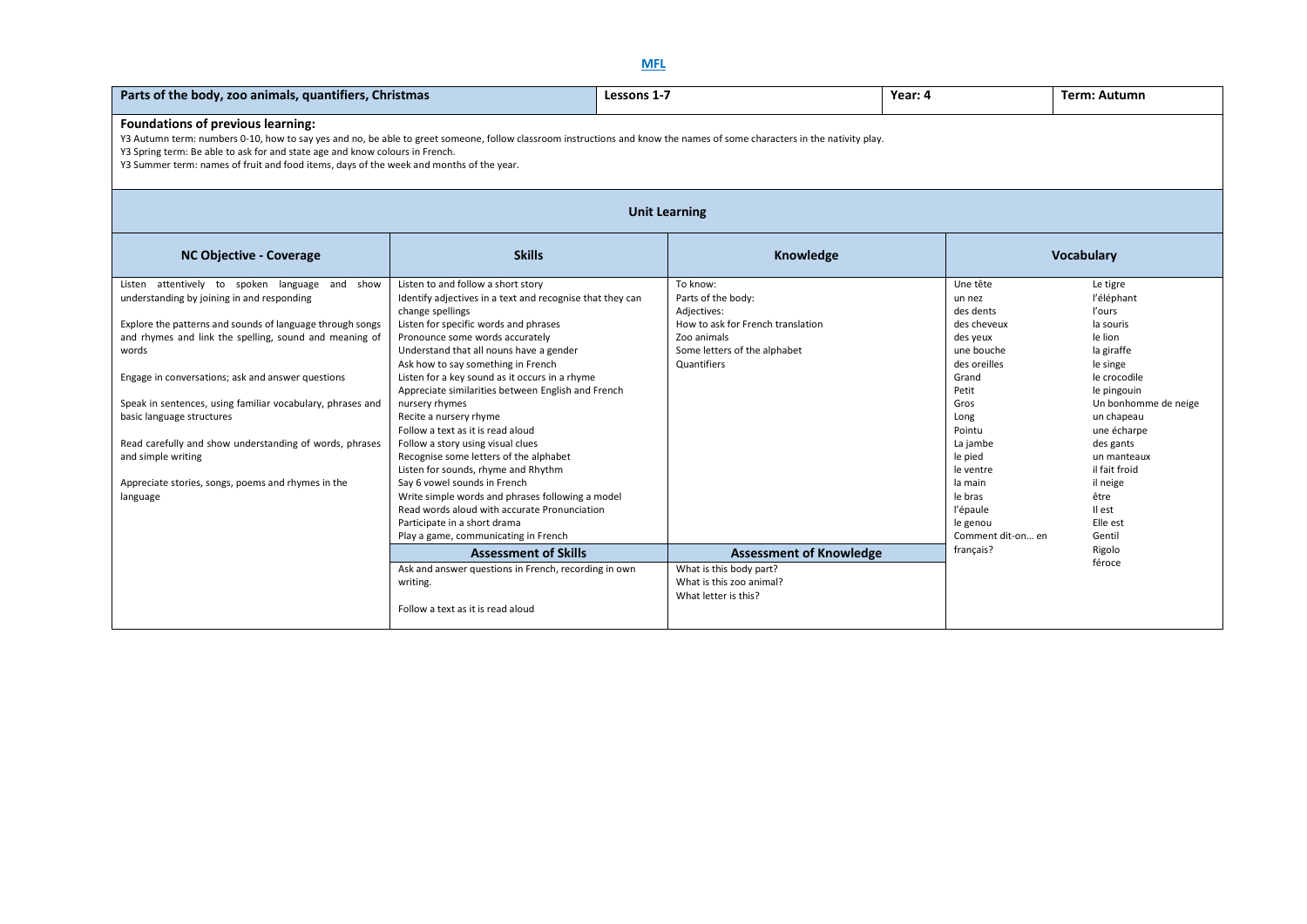**MFL**

| Parts of the body, zoo animals, quantifiers, Christmas | Lessons 1-7 | Year: 4 | Term: Autumn |
|---|---|---|---|

**Foundations of previous learning:**

Y3 Autumn term: numbers 0-10, how to say yes and no, be able to greet someone, follow classroom instructions and know the names of some characters in the nativity play.
Y3 Spring term: Be able to ask for and state age and know colours in French.
Y3 Summer term: names of fruit and food items, days of the week and months of the year.

## Unit Learning

| NC Objective - Coverage | Skills | Knowledge | Vocabulary | |
|---|---|---|---|---|
| Listen attentively to spoken language and show understanding by joining in and responding<br><br>Explore the patterns and sounds of language through songs and rhymes and link the spelling, sound and meaning of words<br><br>Engage in conversations; ask and answer questions<br><br>Speak in sentences, using familiar vocabulary, phrases and basic language structures<br><br>Read carefully and show understanding of words, phrases and simple writing<br><br>Appreciate stories, songs, poems and rhymes in the language | Listen to and follow a short story<br>Identify adjectives in a text and recognise that they can change spellings<br>Listen for specific words and phrases<br>Pronounce some words accurately<br>Understand that all nouns have a gender<br>Ask how to say something in French<br>Listen for a key sound as it occurs in a rhyme<br>Appreciate similarities between English and French nursery rhymes<br>Recite a nursery rhyme<br>Follow a text as it is read aloud<br>Follow a story using visual clues<br>Recognise some letters of the alphabet<br>Listen for sounds, rhyme and Rhythm<br>Say 6 vowel sounds in French<br>Write simple words and phrases following a model<br>Read words aloud with accurate Pronunciation<br>Participate in a short drama<br>Play a game, communicating in French | To know:<br>Parts of the body:<br>Adjectives:<br>How to ask for French translation<br>Zoo animals<br>Some letters of the alphabet<br>Quantifiers | Une tête<br>un nez<br>des dents<br>des cheveux<br>des yeux<br>une bouche<br>des oreilles<br>Grand<br>Petit<br>Gros<br>Long<br>Pointu<br>La jambe<br>le pied<br>le ventre<br>la main<br>le bras<br>l'épaule<br>le genou<br>Comment dit-on… en français? | Le tigre<br>l'éléphant<br>l'ours<br>la souris<br>le lion<br>la giraffe<br>le singe<br>le crocodile<br>le pingouin<br>Un bonhomme de neige<br>un chapeau<br>une écharpe<br>des gants<br>un manteaux<br>il fait froid<br>il neige<br>être<br>Il est<br>Elle est<br>Gentil<br>Rigolo<br>féroce |
| | **Assessment of Skills** | **Assessment of Knowledge** | | |
| | Ask and answer questions in French, recording in own writing.<br><br>Follow a text as it is read aloud | What is this body part?<br>What is this zoo animal?<br>What letter is this? | | |